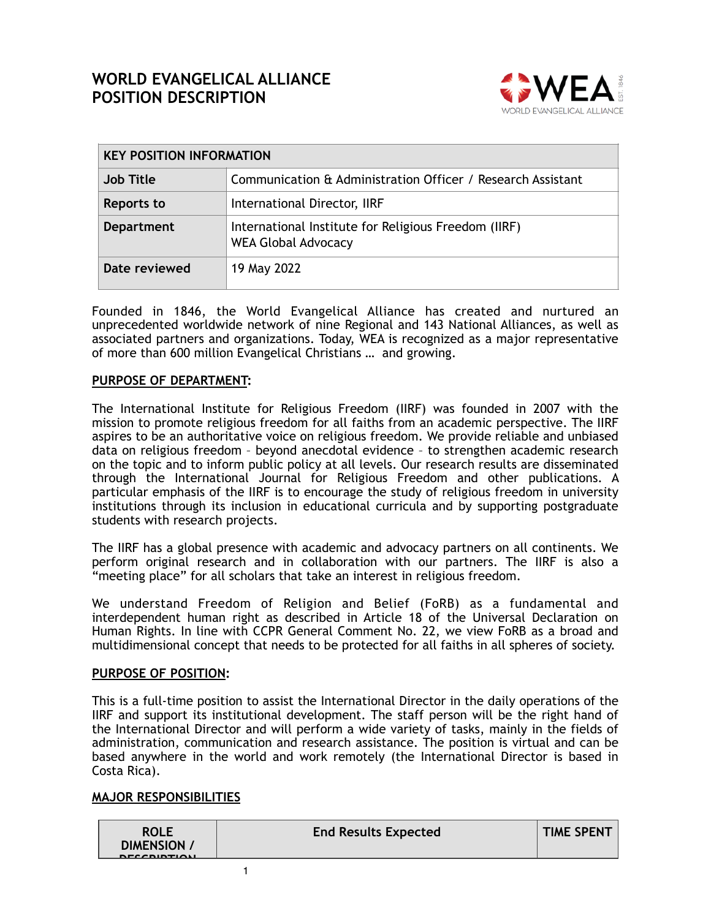# WORLD EVANGELICAL ALLIANCE
# POSITION DESCRIPTION

| KEY POSITION INFORMATION | |
|---|---|
| **Job Title** | Communication & Administration Officer / Research Assistant |
| **Reports to** | International Director, IIRF |
| **Department** | International Institute for Religious Freedom (IIRF)<br>WEA Global Advocacy |
| **Date reviewed** | 19 May 2022 |

Founded in 1846, the World Evangelical Alliance has created and nurtured an unprecedented worldwide network of nine Regional and 143 National Alliances, as well as associated partners and organizations. Today, WEA is recognized as a major representative of more than 600 million Evangelical Christians … and growing.

**PURPOSE OF DEPARTMENT:**

The International Institute for Religious Freedom (IIRF) was founded in 2007 with the mission to promote religious freedom for all faiths from an academic perspective. The IIRF aspires to be an authoritative voice on religious freedom. We provide reliable and unbiased data on religious freedom – beyond anecdotal evidence – to strengthen academic research on the topic and to inform public policy at all levels. Our research results are disseminated through the International Journal for Religious Freedom and other publications. A particular emphasis of the IIRF is to encourage the study of religious freedom in university institutions through its inclusion in educational curricula and by supporting postgraduate students with research projects.

The IIRF has a global presence with academic and advocacy partners on all continents. We perform original research and in collaboration with our partners. The IIRF is also a "meeting place" for all scholars that take an interest in religious freedom.

We understand Freedom of Religion and Belief (FoRB) as a fundamental and interdependent human right as described in Article 18 of the Universal Declaration on Human Rights. In line with CCPR General Comment No. 22, we view FoRB as a broad and multidimensional concept that needs to be protected for all faiths in all spheres of society.

**PURPOSE OF POSITION:**

This is a full-time position to assist the International Director in the daily operations of the IIRF and support its institutional development. The staff person will be the right hand of the International Director and will perform a wide variety of tasks, mainly in the fields of administration, communication and research assistance. The position is virtual and can be based anywhere in the world and work remotely (the International Director is based in Costa Rica).

**MAJOR RESPONSIBILITIES**

| ROLE DIMENSION / DESCRIPTION | End Results Expected | TIME SPENT |
|---|---|---|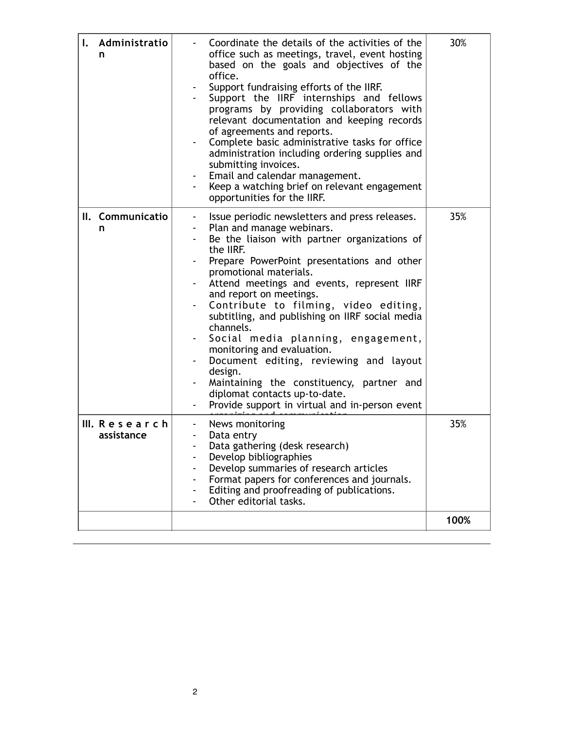| I. Administration | - Coordinate the details of the activities of the office such as meetings, travel, event hosting based on the goals and objectives of the office.<br>- Support fundraising efforts of the IIRF.<br>- Support the IIRF internships and fellows programs by providing collaborators with relevant documentation and keeping records of agreements and reports.<br>- Complete basic administrative tasks for office administration including ordering supplies and submitting invoices.<br>- Email and calendar management.<br>- Keep a watching brief on relevant engagement opportunities for the IIRF. | 30% |
|---|---|---|
| II. Communication | - Issue periodic newsletters and press releases.<br>- Plan and manage webinars.<br>- Be the liaison with partner organizations of the IIRF.<br>- Prepare PowerPoint presentations and other promotional materials.<br>- Attend meetings and events, represent IIRF and report on meetings.<br>- Contribute to filming, video editing, subtitling, and publishing on IIRF social media channels.<br>- Social media planning, engagement, monitoring and evaluation.<br>- Document editing, reviewing and layout design.<br>- Maintaining the constituency, partner and diplomat contacts up-to-date.<br>- Provide support in virtual and in-person event organizing and communication | 35% |
| III. Research assistance | - News monitoring<br>- Data entry<br>- Data gathering (desk research)<br>- Develop bibliographies<br>- Develop summaries of research articles<br>- Format papers for conferences and journals.<br>- Editing and proofreading of publications.<br>- Other editorial tasks. | 35% |
| | | **100%** |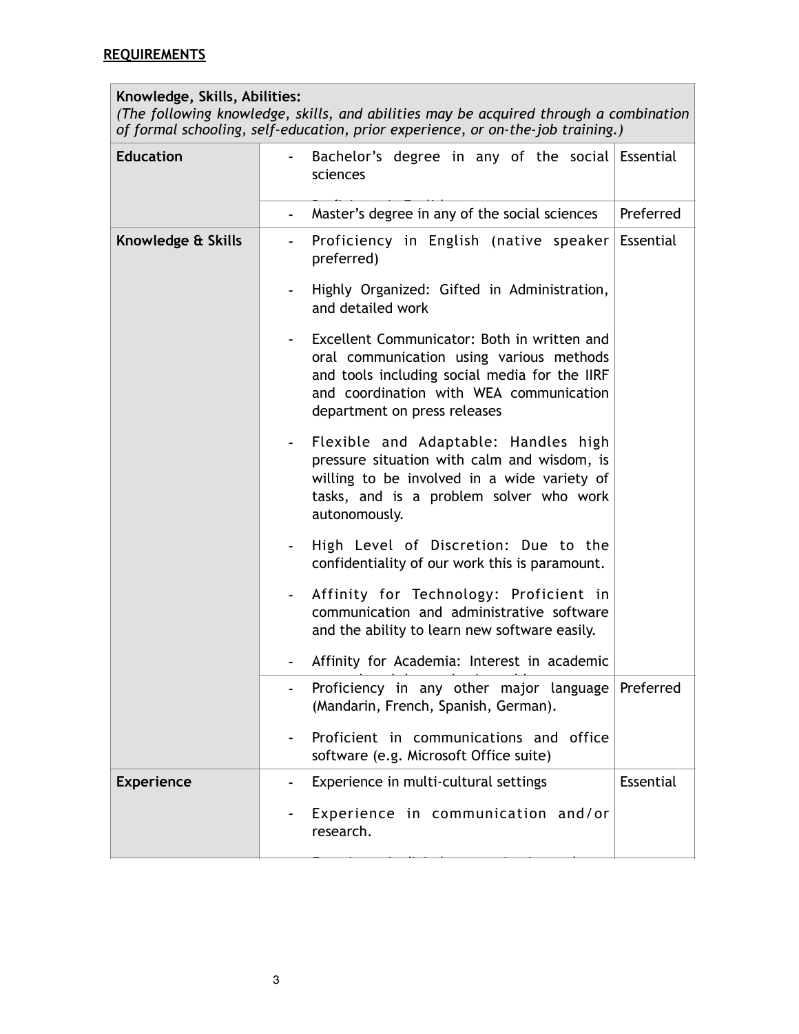**REQUIREMENTS**

| **Knowledge, Skills, Abilities:** *(The following knowledge, skills, and abilities may be acquired through a combination of formal schooling, self-education, prior experience, or on-the-job training.)* | | |
|---|---|---|
| **Education** | - Bachelor's degree in any of the social sciences | Essential |
| | - Master's degree in any of the social sciences | Preferred |
| **Knowledge & Skills** | - Proficiency in English (native speaker preferred)<br>- Highly Organized: Gifted in Administration, and detailed work<br>- Excellent Communicator: Both in written and oral communication using various methods and tools including social media for the IIRF and coordination with WEA communication department on press releases<br>- Flexible and Adaptable: Handles high pressure situation with calm and wisdom, is willing to be involved in a wide variety of tasks, and is a problem solver who work autonomously.<br>- High Level of Discretion: Due to the confidentiality of our work this is paramount.<br>- Affinity for Technology: Proficient in communication and administrative software and the ability to learn new software easily.<br>- Affinity for Academia: Interest in academic | Essential |
| | - Proficiency in any other major language (Mandarin, French, Spanish, German).<br>- Proficient in communications and office software (e.g. Microsoft Office suite) | Preferred |
| **Experience** | - Experience in multi-cultural settings<br>- Experience in communication and/or research. | Essential |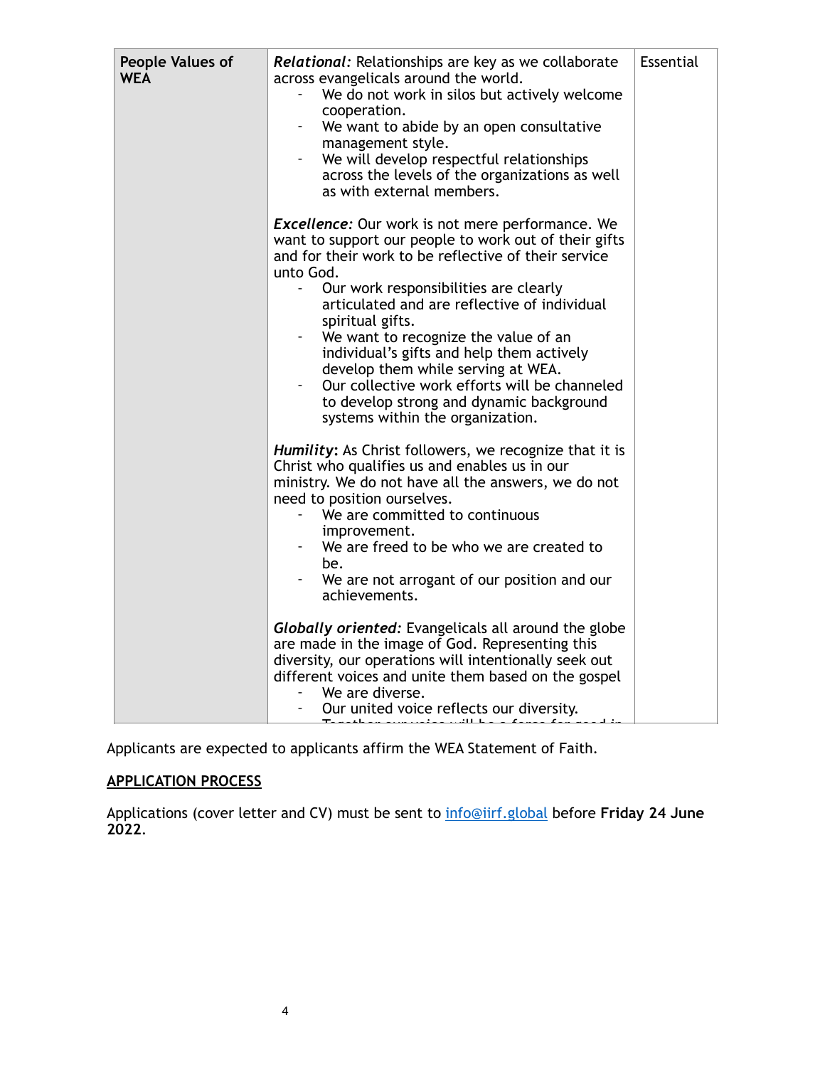| | | |
|---|---|---|
| **People Values of WEA** | ***Relational:*** Relationships are key as we collaborate across evangelicals around the world.<br>- We do not work in silos but actively welcome cooperation.<br>- We want to abide by an open consultative management style.<br>- We will develop respectful relationships across the levels of the organizations as well as with external members.<br><br>***Excellence:*** Our work is not mere performance. We want to support our people to work out of their gifts and for their work to be reflective of their service unto God.<br>- Our work responsibilities are clearly articulated and are reflective of individual spiritual gifts.<br>- We want to recognize the value of an individual's gifts and help them actively develop them while serving at WEA.<br>- Our collective work efforts will be channeled to develop strong and dynamic background systems within the organization.<br><br>***Humility:*** As Christ followers, we recognize that it is Christ who qualifies us and enables us in our ministry. We do not have all the answers, we do not need to position ourselves.<br>- We are committed to continuous improvement.<br>- We are freed to be who we are created to be.<br>- We are not arrogant of our position and our achievements.<br><br>***Globally oriented:*** Evangelicals all around the globe are made in the image of God. Representing this diversity, our operations will intentionally seek out different voices and unite them based on the gospel<br>- We are diverse.<br>- Our united voice reflects our diversity. | Essential |

Applicants are expected to applicants affirm the WEA Statement of Faith.

**APPLICATION PROCESS**

Applications (cover letter and CV) must be sent to info@iirf.global before **Friday 24 June 2022**.